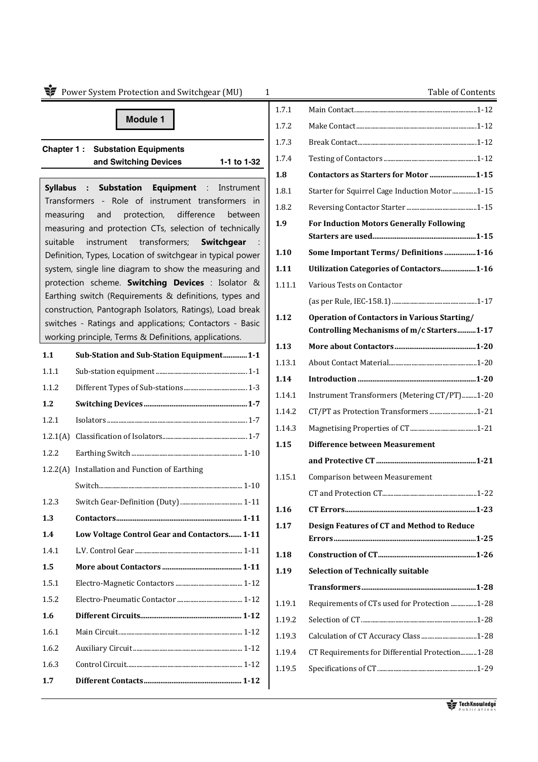## Module 1

### Chapter 1 : Substation Equipments and Switching Devices — 1-1 to 1-32

**Syllabus : Substation Equipment** : Instrument Transformers - Role of instrument transformers in measuring and protection, difference between measuring and protection CTs, selection of technically suitable instrument transformers; **Switchgear** : Definition, Types, Location of switchgear in typical power system, single line diagram to show the measuring and protection scheme. **Switching Devices** : Isolator & Earthing switch (Requirements & definitions, types and construction, Pantograph Isolators, Ratings), Load break switches - Ratings and applications; Contactors - Basic working principle, Terms & Definitions, applications.

| | | |
|---|---|---|
| **1.1** | **Sub-Station and Sub-Station Equipment** | **1-1** |
| 1.1.1 | Sub-station equipment | 1-1 |
| 1.1.2 | Different Types of Sub-stations | 1-3 |
| **1.2** | **Switching Devices** | **1-7** |
| 1.2.1 | Isolators | 1-7 |
| 1.2.1(A) | Classification of Isolators | 1-7 |
| 1.2.2 | Earthing Switch | 1-10 |
| 1.2.2(A) | Installation and Function of Earthing Switch | 1-10 |
| 1.2.3 | Switch Gear-Definition (Duty) | 1-11 |
| **1.3** | **Contactors** | **1-11** |
| **1.4** | **Low Voltage Control Gear and Contactors** | **1-11** |
| 1.4.1 | L.V. Control Gear | 1-11 |
| **1.5** | **More about Contactors** | **1-11** |
| 1.5.1 | Electro-Magnetic Contactors | 1-12 |
| 1.5.2 | Electro-Pneumatic Contactor | 1-12 |
| **1.6** | **Different Circuits** | **1-12** |
| 1.6.1 | Main Circuit | 1-12 |
| 1.6.2 | Auxiliary Circuit | 1-12 |
| 1.6.3 | Control Circuit | 1-12 |
| **1.7** | **Different Contacts** | **1-12** |
| 1.7.1 | Main Contact | 1-12 |
| 1.7.2 | Make Contact | 1-12 |
| 1.7.3 | Break Contact | 1-12 |
| 1.7.4 | Testing of Contactors | 1-12 |
| **1.8** | **Contactors as Starters for Motor** | **1-15** |
| 1.8.1 | Starter for Squirrel Cage Induction Motor | 1-15 |
| 1.8.2 | Reversing Contactor Starter | 1-15 |
| **1.9** | **For Induction Motors Generally Following Starters are used** | **1-15** |
| **1.10** | **Some Important Terms/ Definitions** | **1-16** |
| **1.11** | **Utilization Categories of Contactors** | **1-16** |
| 1.11.1 | Various Tests on Contactor (as per Rule, IEC-158.1) | 1-17 |
| **1.12** | **Operation of Contactors in Various Starting/ Controlling Mechanisms of m/c Starters** | **1-17** |
| **1.13** | **More about Contactors** | **1-20** |
| 1.13.1 | About Contact Material | 1-20 |
| **1.14** | **Introduction** | **1-20** |
| 1.14.1 | Instrument Transformers (Metering CT/PT) | 1-20 |
| 1.14.2 | CT/PT as Protection Transformers | 1-21 |
| 1.14.3 | Magnetising Properties of CT | 1-21 |
| **1.15** | **Difference between Measurement and Protective CT** | **1-21** |
| 1.15.1 | Comparison between Measurement CT and Protection CT | 1-22 |
| **1.16** | **CT Errors** | **1-23** |
| **1.17** | **Design Features of CT and Method to Reduce Errors** | **1-25** |
| **1.18** | **Construction of CT** | **1-26** |
| **1.19** | **Selection of Technically suitable Transformers** | **1-28** |
| 1.19.1 | Requirements of CTs used for Protection | 1-28 |
| 1.19.2 | Selection of CT | 1-28 |
| 1.19.3 | Calculation of CT Accuracy Class | 1-28 |
| 1.19.4 | CT Requirements for Differential Protection | 1-28 |
| 1.19.5 | Specifications of CT | 1-29 |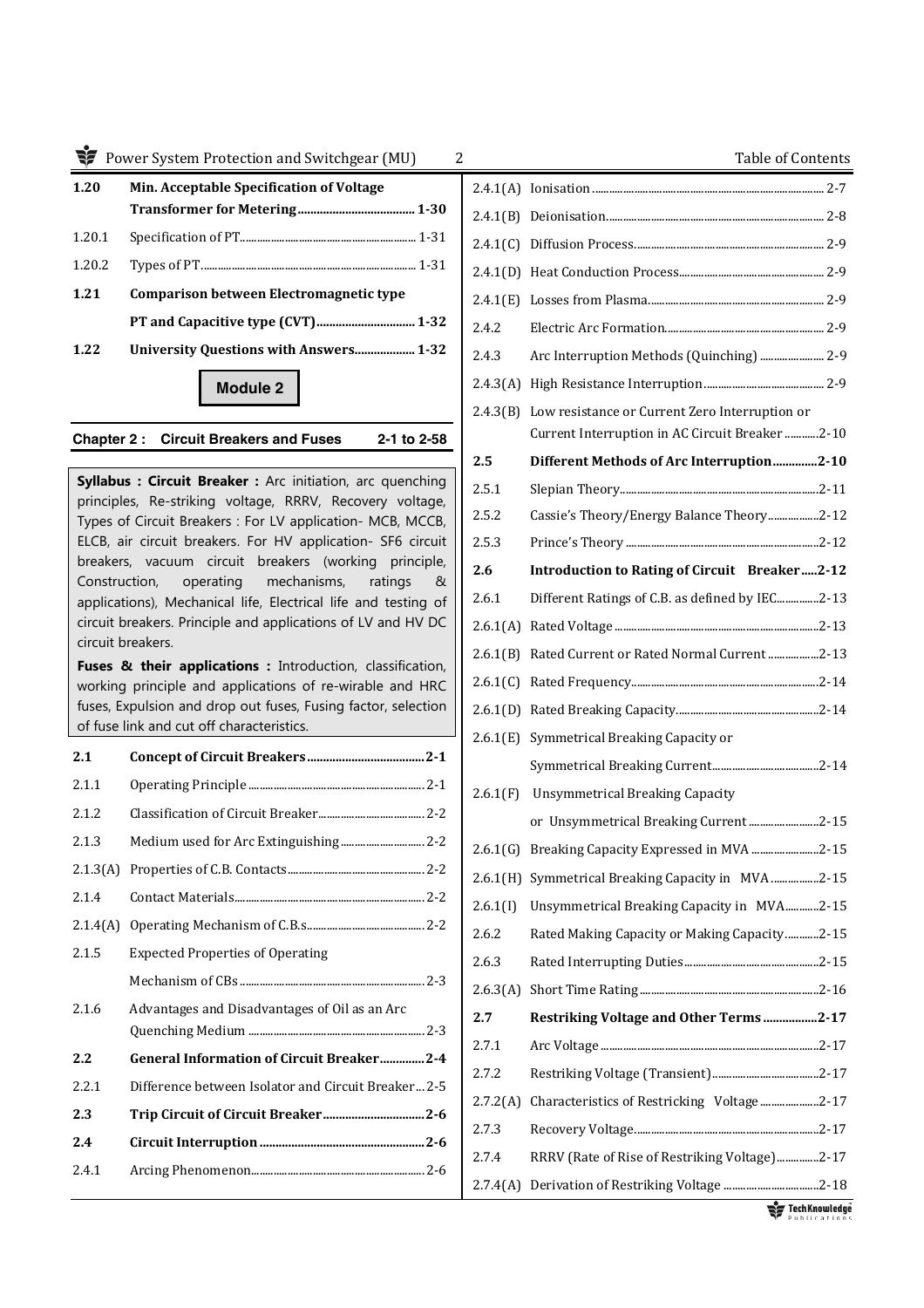| | | |
|---|---|---|
| **1.20** | **Min. Acceptable Specification of Voltage Transformer for Metering** | **1-30** |
| 1.20.1 | Specification of PT | 1-31 |
| 1.20.2 | Types of PT | 1-31 |
| **1.21** | **Comparison between Electromagnetic type PT and Capacitive type (CVT)** | **1-32** |
| **1.22** | **University Questions with Answers** | **1-32** |

## Module 2

### Chapter 2 : Circuit Breakers and Fuses 2-1 to 2-58

**Syllabus : Circuit Breaker :** Arc initiation, arc quenching principles, Re-striking voltage, RRRV, Recovery voltage, Types of Circuit Breakers : For LV application- MCB, MCCB, ELCB, air circuit breakers. For HV application- SF6 circuit breakers, vacuum circuit breakers (working principle, Construction, operating mechanisms, ratings & applications), Mechanical life, Electrical life and testing of circuit breakers. Principle and applications of LV and HV DC circuit breakers.

**Fuses & their applications :** Introduction, classification, working principle and applications of re-wirable and HRC fuses, Expulsion and drop out fuses, Fusing factor, selection of fuse link and cut off characteristics.

| | | |
|---|---|---|
| **2.1** | **Concept of Circuit Breakers** | **2-1** |
| 2.1.1 | Operating Principle | 2-1 |
| 2.1.2 | Classification of Circuit Breaker | 2-2 |
| 2.1.3 | Medium used for Arc Extinguishing | 2-2 |
| 2.1.3(A) | Properties of C.B. Contacts | 2-2 |
| 2.1.4 | Contact Materials | 2-2 |
| 2.1.4(A) | Operating Mechanism of C.B.s | 2-2 |
| 2.1.5 | Expected Properties of Operating Mechanism of CBs | 2-3 |
| 2.1.6 | Advantages and Disadvantages of Oil as an Arc Quenching Medium | 2-3 |
| **2.2** | **General Information of Circuit Breaker** | **2-4** |
| 2.2.1 | Difference between Isolator and Circuit Breaker | 2-5 |
| **2.3** | **Trip Circuit of Circuit Breaker** | **2-6** |
| **2.4** | **Circuit Interruption** | **2-6** |
| 2.4.1 | Arcing Phenomenon | 2-6 |
| 2.4.1(A) | Ionisation | 2-7 |
| 2.4.1(B) | Deionisation | 2-8 |
| 2.4.1(C) | Diffusion Process | 2-9 |
| 2.4.1(D) | Heat Conduction Process | 2-9 |
| 2.4.1(E) | Losses from Plasma | 2-9 |
| 2.4.2 | Electric Arc Formation | 2-9 |
| 2.4.3 | Arc Interruption Methods (Quinching) | 2-9 |
| 2.4.3(A) | High Resistance Interruption | 2-9 |
| 2.4.3(B) | Low resistance or Current Zero Interruption or Current Interruption in AC Circuit Breaker | 2-10 |
| **2.5** | **Different Methods of Arc Interruption** | **2-10** |
| 2.5.1 | Slepian Theory | 2-11 |
| 2.5.2 | Cassie's Theory/Energy Balance Theory | 2-12 |
| 2.5.3 | Prince's Theory | 2-12 |
| **2.6** | **Introduction to Rating of Circuit Breaker** | **2-12** |
| 2.6.1 | Different Ratings of C.B. as defined by IEC | 2-13 |
| 2.6.1(A) | Rated Voltage | 2-13 |
| 2.6.1(B) | Rated Current or Rated Normal Current | 2-13 |
| 2.6.1(C) | Rated Frequency | 2-14 |
| 2.6.1(D) | Rated Breaking Capacity | 2-14 |
| 2.6.1(E) | Symmetrical Breaking Capacity or Symmetrical Breaking Current | 2-14 |
| 2.6.1(F) | Unsymmetrical Breaking Capacity or Unsymmetrical Breaking Current | 2-15 |
| 2.6.1(G) | Breaking Capacity Expressed in MVA | 2-15 |
| 2.6.1(H) | Symmetrical Breaking Capacity in MVA | 2-15 |
| 2.6.1(I) | Unsymmetrical Breaking Capacity in MVA | 2-15 |
| 2.6.2 | Rated Making Capacity or Making Capacity | 2-15 |
| 2.6.3 | Rated Interrupting Duties | 2-15 |
| 2.6.3(A) | Short Time Rating | 2-16 |
| **2.7** | **Restriking Voltage and Other Terms** | **2-17** |
| 2.7.1 | Arc Voltage | 2-17 |
| 2.7.2 | Restriking Voltage (Transient) | 2-17 |
| 2.7.2(A) | Characteristics of Restricking Voltage | 2-17 |
| 2.7.3 | Recovery Voltage | 2-17 |
| 2.7.4 | RRRV (Rate of Rise of Restriking Voltage) | 2-17 |
| 2.7.4(A) | Derivation of Restriking Voltage | 2-18 |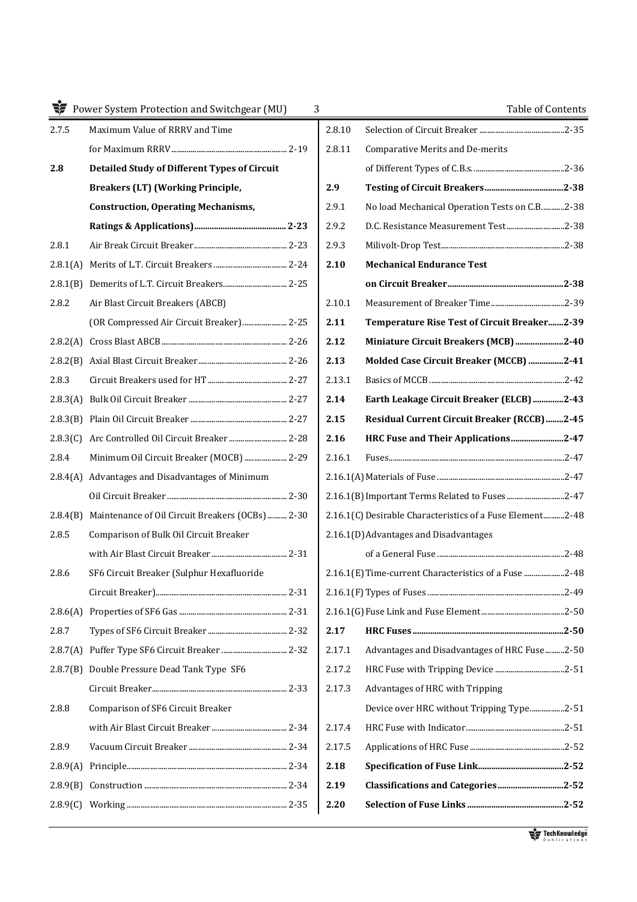| | | |
|---|---|---|
| 2.7.5 | Maximum Value of RRRV and Time for Maximum RRRV | 2-19 |
| **2.8** | **Detailed Study of Different Types of Circuit Breakers (LT) (Working Principle, Construction, Operating Mechanisms, Ratings & Applications)** | **2-23** |
| 2.8.1 | Air Break Circuit Breaker | 2-23 |
| 2.8.1(A) | Merits of L.T. Circuit Breakers | 2-24 |
| 2.8.1(B) | Demerits of L.T. Circuit Breakers | 2-25 |
| 2.8.2 | Air Blast Circuit Breakers (ABCB) (OR Compressed Air Circuit Breaker) | 2-25 |
| 2.8.2(A) | Cross Blast ABCB | 2-26 |
| 2.8.2(B) | Axial Blast Circuit Breaker | 2-26 |
| 2.8.3 | Circuit Breakers used for HT | 2-27 |
| 2.8.3(A) | Bulk Oil Circuit Breaker | 2-27 |
| 2.8.3(B) | Plain Oil Circuit Breaker | 2-27 |
| 2.8.3(C) | Arc Controlled Oil Circuit Breaker | 2-28 |
| 2.8.4 | Minimum Oil Circuit Breaker (MOCB) | 2-29 |
| 2.8.4(A) | Advantages and Disadvantages of Minimum Oil Circuit Breaker | 2-30 |
| 2.8.4(B) | Maintenance of Oil Circuit Breakers (OCBs) | 2-30 |
| 2.8.5 | Comparison of Bulk Oil Circuit Breaker with Air Blast Circuit Breaker | 2-31 |
| 2.8.6 | SF6 Circuit Breaker (Sulphur Hexafluoride Circuit Breaker) | 2-31 |
| 2.8.6(A) | Properties of SF6 Gas | 2-31 |
| 2.8.7 | Types of SF6 Circuit Breaker | 2-32 |
| 2.8.7(A) | Puffer Type SF6 Circuit Breaker | 2-32 |
| 2.8.7(B) | Double Pressure Dead Tank Type SF6 Circuit Breaker | 2-33 |
| 2.8.8 | Comparison of SF6 Circuit Breaker with Air Blast Circuit Breaker | 2-34 |
| 2.8.9 | Vacuum Circuit Breaker | 2-34 |
| 2.8.9(A) | Principle | 2-34 |
| 2.8.9(B) | Construction | 2-34 |
| 2.8.9(C) | Working | 2-35 |
| 2.8.10 | Selection of Circuit Breaker | 2-35 |
| 2.8.11 | Comparative Merits and De-merits of Different Types of C.B.s. | 2-36 |
| **2.9** | **Testing of Circuit Breakers** | **2-38** |
| 2.9.1 | No load Mechanical Operation Tests on C.B. | 2-38 |
| 2.9.2 | D.C. Resistance Measurement Test | 2-38 |
| 2.9.3 | Milivolt-Drop Test | 2-38 |
| **2.10** | **Mechanical Endurance Test on Circuit Breaker** | **2-38** |
| 2.10.1 | Measurement of Breaker Time | 2-39 |
| **2.11** | **Temperature Rise Test of Circuit Breaker** | **2-39** |
| **2.12** | **Miniature Circuit Breakers (MCB)** | **2-40** |
| **2.13** | **Molded Case Circuit Breaker (MCCB)** | **2-41** |
| 2.13.1 | Basics of MCCB | 2-42 |
| **2.14** | **Earth Leakage Circuit Breaker (ELCB)** | **2-43** |
| **2.15** | **Residual Current Circuit Breaker (RCCB)** | **2-45** |
| **2.16** | **HRC Fuse and Their Applications** | **2-47** |
| 2.16.1 | Fuses | 2-47 |
| 2.16.1(A) | Materials of Fuse | 2-47 |
| 2.16.1(B) | Important Terms Related to Fuses | 2-47 |
| 2.16.1(C) | Desirable Characteristics of a Fuse Element | 2-48 |
| 2.16.1(D) | Advantages and Disadvantages of a General Fuse | 2-48 |
| 2.16.1(E) | Time-current Characteristics of a Fuse | 2-48 |
| 2.16.1(F) | Types of Fuses | 2-49 |
| 2.16.1(G) | Fuse Link and Fuse Element | 2-50 |
| **2.17** | **HRC Fuses** | **2-50** |
| 2.17.1 | Advantages and Disadvantages of HRC Fuse | 2-50 |
| 2.17.2 | HRC Fuse with Tripping Device | 2-51 |
| 2.17.3 | Advantages of HRC with Tripping Device over HRC without Tripping Type | 2-51 |
| 2.17.4 | HRC Fuse with Indicator | 2-51 |
| 2.17.5 | Applications of HRC Fuse | 2-52 |
| **2.18** | **Specification of Fuse Link** | **2-52** |
| **2.19** | **Classifications and Categories** | **2-52** |
| **2.20** | **Selection of Fuse Links** | **2-52** |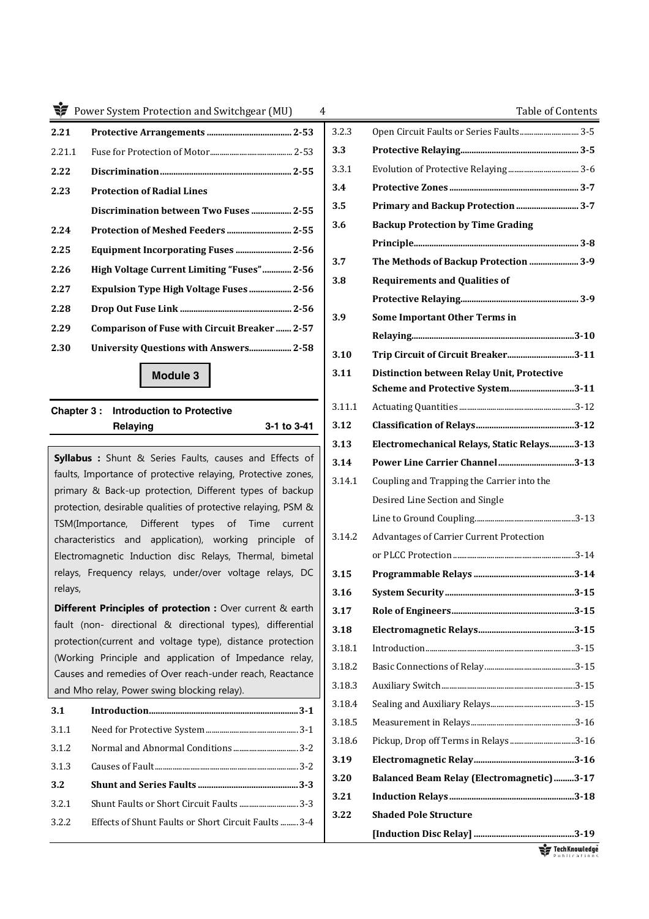| | | |
|---|---|---|
| **2.21** | **Protective Arrangements** | **2-53** |
| 2.21.1 | Fuse for Protection of Motor | 2-53 |
| **2.22** | **Discrimination** | **2-55** |
| **2.23** | **Protection of Radial Lines Discrimination between Two Fuses** | **2-55** |
| **2.24** | **Protection of Meshed Feeders** | **2-55** |
| **2.25** | **Equipment Incorporating Fuses** | **2-56** |
| **2.26** | **High Voltage Current Limiting "Fuses"** | **2-56** |
| **2.27** | **Expulsion Type High Voltage Fuses** | **2-56** |
| **2.28** | **Drop Out Fuse Link** | **2-56** |
| **2.29** | **Comparison of Fuse with Circuit Breaker** | **2-57** |
| **2.30** | **University Questions with Answers** | **2-58** |

## Module 3

### Chapter 3 : Introduction to Protective Relaying — 3-1 to 3-41

**Syllabus :** Shunt & Series Faults, causes and Effects of faults, Importance of protective relaying, Protective zones, primary & Back-up protection, Different types of backup protection, desirable qualities of protective relaying, PSM & TSM(Importance, Different types of Time current characteristics and application), working principle of Electromagnetic Induction disc Relays, Thermal, bimetal relays, Frequency relays, under/over voltage relays, DC relays,

**Different Principles of protection :** Over current & earth fault (non- directional & directional types), differential protection(current and voltage type), distance protection (Working Principle and application of Impedance relay, Causes and remedies of Over reach-under reach, Reactance and Mho relay, Power swing blocking relay).

| | | |
|---|---|---|
| **3.1** | **Introduction** | **3-1** |
| 3.1.1 | Need for Protective System | 3-1 |
| 3.1.2 | Normal and Abnormal Conditions | 3-2 |
| 3.1.3 | Causes of Fault | 3-2 |
| **3.2** | **Shunt and Series Faults** | **3-3** |
| 3.2.1 | Shunt Faults or Short Circuit Faults | 3-3 |
| 3.2.2 | Effects of Shunt Faults or Short Circuit Faults | 3-4 |
| 3.2.3 | Open Circuit Faults or Series Faults | 3-5 |
| **3.3** | **Protective Relaying** | **3-5** |
| 3.3.1 | Evolution of Protective Relaying | 3-6 |
| **3.4** | **Protective Zones** | **3-7** |
| **3.5** | **Primary and Backup Protection** | **3-7** |
| **3.6** | **Backup Protection by Time Grading Principle** | **3-8** |
| **3.7** | **The Methods of Backup Protection** | **3-9** |
| **3.8** | **Requirements and Qualities of Protective Relaying** | **3-9** |
| **3.9** | **Some Important Other Terms in Relaying** | **3-10** |
| **3.10** | **Trip Circuit of Circuit Breaker** | **3-11** |
| **3.11** | **Distinction between Relay Unit, Protective Scheme and Protective System** | **3-11** |
| 3.11.1 | Actuating Quantities | 3-12 |
| **3.12** | **Classification of Relays** | **3-12** |
| **3.13** | **Electromechanical Relays, Static Relays** | **3-13** |
| **3.14** | **Power Line Carrier Channel** | **3-13** |
| 3.14.1 | Coupling and Trapping the Carrier into the Desired Line Section and Single Line to Ground Coupling | 3-13 |
| 3.14.2 | Advantages of Carrier Current Protection or PLCC Protection | 3-14 |
| **3.15** | **Programmable Relays** | **3-14** |
| **3.16** | **System Security** | **3-15** |
| **3.17** | **Role of Engineers** | **3-15** |
| **3.18** | **Electromagnetic Relays** | **3-15** |
| 3.18.1 | Introduction | 3-15 |
| 3.18.2 | Basic Connections of Relay | 3-15 |
| 3.18.3 | Auxiliary Switch | 3-15 |
| 3.18.4 | Sealing and Auxiliary Relays | 3-15 |
| 3.18.5 | Measurement in Relays | 3-16 |
| 3.18.6 | Pickup, Drop off Terms in Relays | 3-16 |
| **3.19** | **Electromagnetic Relay** | **3-16** |
| **3.20** | **Balanced Beam Relay (Electromagnetic)** | **3-17** |
| **3.21** | **Induction Relays** | **3-18** |
| **3.22** | **Shaded Pole Structure [Induction Disc Relay]** | **3-19** |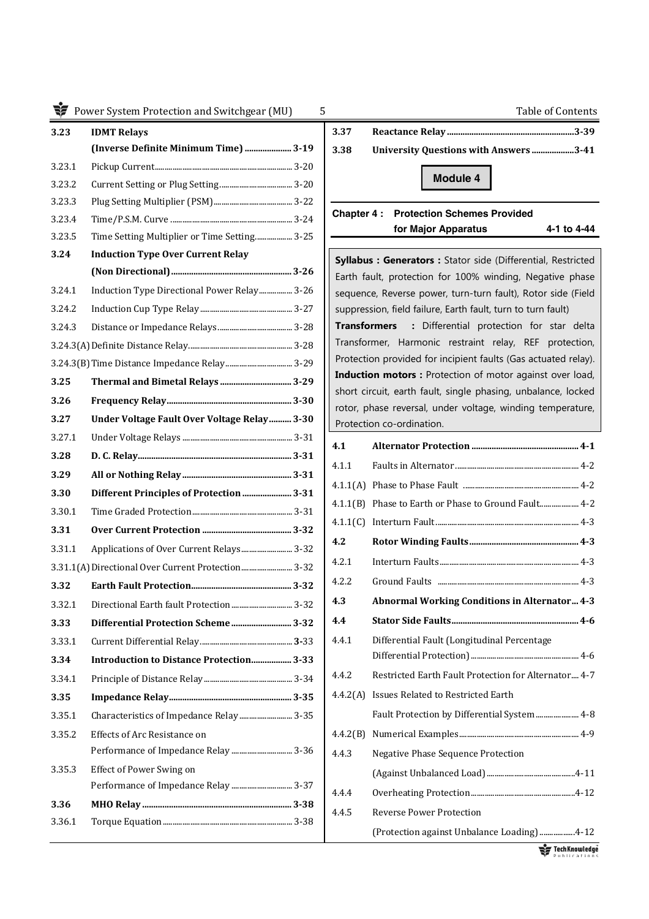| | | |
|---|---|---|
| **3.23** | **IDMT Relays (Inverse Definite Minimum Time)** | **3-19** |
| 3.23.1 | Pickup Current | 3-20 |
| 3.23.2 | Current Setting or Plug Setting | 3-20 |
| 3.23.3 | Plug Setting Multiplier (PSM) | 3-22 |
| 3.23.4 | Time/P.S.M. Curve | 3-24 |
| 3.23.5 | Time Setting Multiplier or Time Setting | 3-25 |
| **3.24** | **Induction Type Over Current Relay (Non Directional)** | **3-26** |
| 3.24.1 | Induction Type Directional Power Relay | 3-26 |
| 3.24.2 | Induction Cup Type Relay | 3-27 |
| 3.24.3 | Distance or Impedance Relays | 3-28 |
| 3.24.3(A) | Definite Distance Relay | 3-28 |
| 3.24.3(B) | Time Distance Impedance Relay | 3-29 |
| **3.25** | **Thermal and Bimetal Relays** | **3-29** |
| **3.26** | **Frequency Relay** | **3-30** |
| **3.27** | **Under Voltage Fault Over Voltage Relay** | **3-30** |
| 3.27.1 | Under Voltage Relays | 3-31 |
| **3.28** | **D. C. Relay** | **3-31** |
| **3.29** | **All or Nothing Relay** | **3-31** |
| **3.30** | **Different Principles of Protection** | **3-31** |
| 3.30.1 | Time Graded Protection | 3-31 |
| **3.31** | **Over Current Protection** | **3-32** |
| 3.31.1 | Applications of Over Current Relays | 3-32 |
| 3.31.1(A) | Directional Over Current Protection | 3-32 |
| **3.32** | **Earth Fault Protection** | **3-32** |
| 3.32.1 | Directional Earth fault Protection | 3-32 |
| **3.33** | **Differential Protection Scheme** | **3-32** |
| 3.33.1 | Current Differential Relay | 3-33 |
| **3.34** | **Introduction to Distance Protection** | **3-33** |
| 3.34.1 | Principle of Distance Relay | 3-34 |
| **3.35** | **Impedance Relay** | **3-35** |
| 3.35.1 | Characteristics of Impedance Relay | 3-35 |
| 3.35.2 | Effects of Arc Resistance on Performance of Impedance Relay | 3-36 |
| 3.35.3 | Effect of Power Swing on Performance of Impedance Relay | 3-37 |
| **3.36** | **MHO Relay** | **3-38** |
| 3.36.1 | Torque Equation | 3-38 |
| **3.37** | **Reactance Relay** | **3-39** |
| **3.38** | **University Questions with Answers** | **3-41** |

## Module 4

### Chapter 4 : Protection Schemes Provided for Major Apparatus — 4-1 to 4-44

**Syllabus : Generators :** Stator side (Differential, Restricted Earth fault, protection for 100% winding, Negative phase sequence, Reverse power, turn-turn fault), Rotor side (Field suppression, field failure, Earth fault, turn to turn fault)
**Transformers :** Differential protection for star delta Transformer, Harmonic restraint relay, REF protection, Protection provided for incipient faults (Gas actuated relay).
**Induction motors :** Protection of motor against over load, short circuit, earth fault, single phasing, unbalance, locked rotor, phase reversal, under voltage, winding temperature, Protection co-ordination.

| | | |
|---|---|---|
| **4.1** | **Alternator Protection** | **4-1** |
| 4.1.1 | Faults in Alternator | 4-2 |
| 4.1.1(A) | Phase to Phase Fault | 4-2 |
| 4.1.1(B) | Phase to Earth or Phase to Ground Fault | 4-2 |
| 4.1.1(C) | Interturn Fault | 4-3 |
| **4.2** | **Rotor Winding Faults** | **4-3** |
| 4.2.1 | Interturn Faults | 4-3 |
| 4.2.2 | Ground Faults | 4-3 |
| **4.3** | **Abnormal Working Conditions in Alternator** | **4-3** |
| **4.4** | **Stator Side Faults** | **4-6** |
| 4.4.1 | Differential Fault (Longitudinal Percentage Differential Protection) | 4-6 |
| 4.4.2 | Restricted Earth Fault Protection for Alternator | 4-7 |
| 4.4.2(A) | Issues Related to Restricted Earth Fault Protection by Differential System | 4-8 |
| 4.4.2(B) | Numerical Examples | 4-9 |
| 4.4.3 | Negative Phase Sequence Protection (Against Unbalanced Load) | 4-11 |
| 4.4.4 | Overheating Protection | 4-12 |
| 4.4.5 | Reverse Power Protection (Protection against Unbalance Loading) | 4-12 |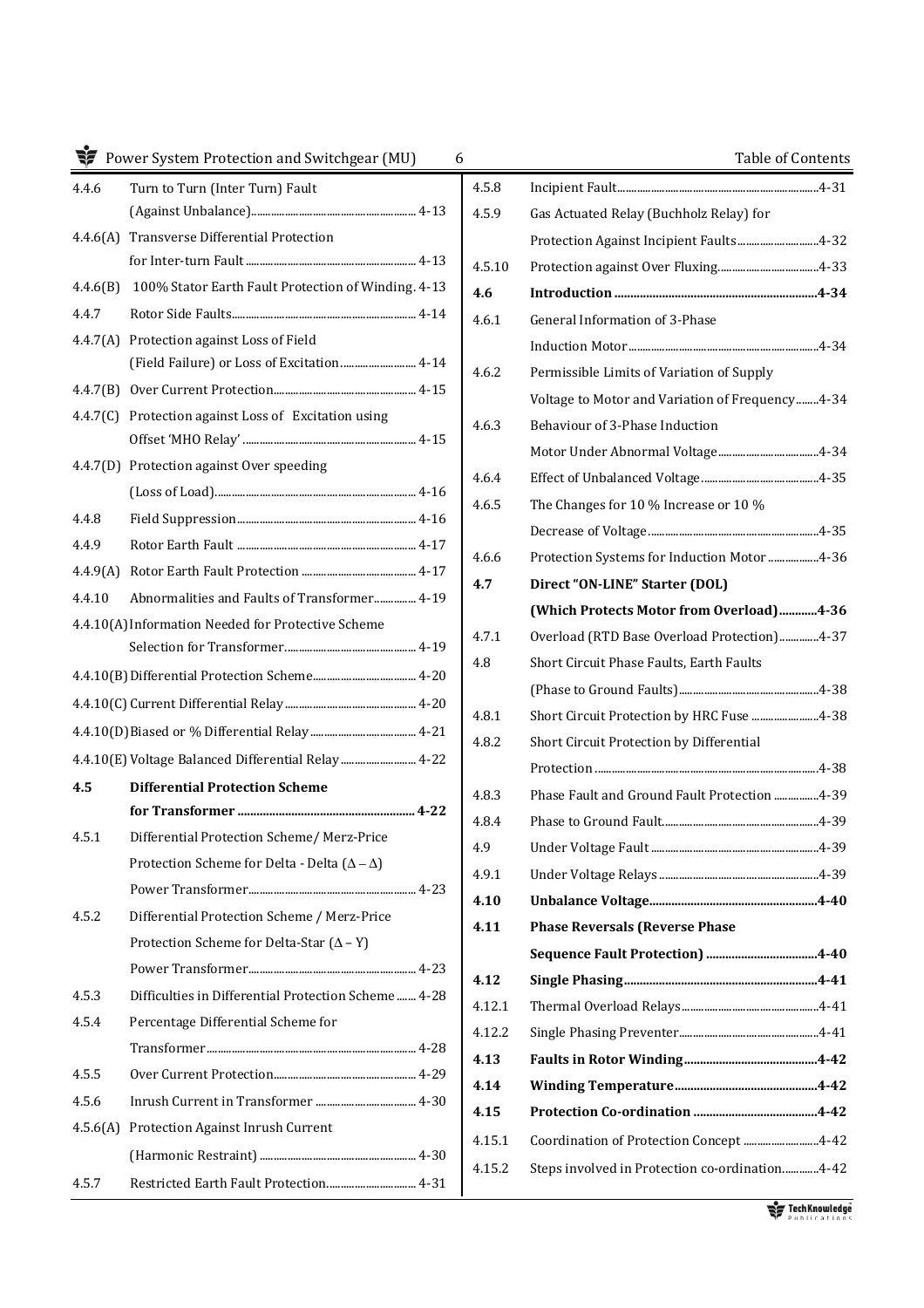| | | |
|---|---|---|
| 4.4.6 | Turn to Turn (Inter Turn) Fault (Against Unbalance) | 4-13 |
| 4.4.6(A) | Transverse Differential Protection for Inter-turn Fault | 4-13 |
| 4.4.6(B) | 100% Stator Earth Fault Protection of Winding | 4-13 |
| 4.4.7 | Rotor Side Faults | 4-14 |
| 4.4.7(A) | Protection against Loss of Field (Field Failure) or Loss of Excitation | 4-14 |
| 4.4.7(B) | Over Current Protection | 4-15 |
| 4.4.7(C) | Protection against Loss of Excitation using Offset 'MHO Relay' | 4-15 |
| 4.4.7(D) | Protection against Over speeding (Loss of Load) | 4-16 |
| 4.4.8 | Field Suppression | 4-16 |
| 4.4.9 | Rotor Earth Fault | 4-17 |
| 4.4.9(A) | Rotor Earth Fault Protection | 4-17 |
| 4.4.10 | Abnormalities and Faults of Transformer | 4-19 |
| 4.4.10(A) | Information Needed for Protective Scheme Selection for Transformer | 4-19 |
| 4.4.10(B) | Differential Protection Scheme | 4-20 |
| 4.4.10(C) | Current Differential Relay | 4-20 |
| 4.4.10(D) | Biased or % Differential Relay | 4-21 |
| 4.4.10(E) | Voltage Balanced Differential Relay | 4-22 |
| **4.5** | **Differential Protection Scheme for Transformer** | **4-22** |
| 4.5.1 | Differential Protection Scheme/ Merz-Price Protection Scheme for Delta - Delta ($\Delta - \Delta$) Power Transformer | 4-23 |
| 4.5.2 | Differential Protection Scheme / Merz-Price Protection Scheme for Delta-Star ($\Delta$ – Y) Power Transformer | 4-23 |
| 4.5.3 | Difficulties in Differential Protection Scheme | 4-28 |
| 4.5.4 | Percentage Differential Scheme for Transformer | 4-28 |
| 4.5.5 | Over Current Protection | 4-29 |
| 4.5.6 | Inrush Current in Transformer | 4-30 |
| 4.5.6(A) | Protection Against Inrush Current (Harmonic Restraint) | 4-30 |
| 4.5.7 | Restricted Earth Fault Protection | 4-31 |
| 4.5.8 | Incipient Fault | 4-31 |
| 4.5.9 | Gas Actuated Relay (Buchholz Relay) for Protection Against Incipient Faults | 4-32 |
| 4.5.10 | Protection against Over Fluxing | 4-33 |
| **4.6** | **Introduction** | **4-34** |
| 4.6.1 | General Information of 3-Phase Induction Motor | 4-34 |
| 4.6.2 | Permissible Limits of Variation of Supply Voltage to Motor and Variation of Frequency | 4-34 |
| 4.6.3 | Behaviour of 3-Phase Induction Motor Under Abnormal Voltage | 4-34 |
| 4.6.4 | Effect of Unbalanced Voltage | 4-35 |
| 4.6.5 | The Changes for 10 % Increase or 10 % Decrease of Voltage | 4-35 |
| 4.6.6 | Protection Systems for Induction Motor | 4-36 |
| **4.7** | **Direct "ON-LINE" Starter (DOL) (Which Protects Motor from Overload)** | **4-36** |
| 4.7.1 | Overload (RTD Base Overload Protection) | 4-37 |
| 4.8 | Short Circuit Phase Faults, Earth Faults (Phase to Ground Faults) | 4-38 |
| 4.8.1 | Short Circuit Protection by HRC Fuse | 4-38 |
| 4.8.2 | Short Circuit Protection by Differential Protection | 4-38 |
| 4.8.3 | Phase Fault and Ground Fault Protection | 4-39 |
| 4.8.4 | Phase to Ground Fault | 4-39 |
| 4.9 | Under Voltage Fault | 4-39 |
| 4.9.1 | Under Voltage Relays | 4-39 |
| **4.10** | **Unbalance Voltage** | **4-40** |
| **4.11** | **Phase Reversals (Reverse Phase Sequence Fault Protection)** | **4-40** |
| **4.12** | **Single Phasing** | **4-41** |
| 4.12.1 | Thermal Overload Relays | 4-41 |
| 4.12.2 | Single Phasing Preventer | 4-41 |
| **4.13** | **Faults in Rotor Winding** | **4-42** |
| **4.14** | **Winding Temperature** | **4-42** |
| **4.15** | **Protection Co-ordination** | **4-42** |
| 4.15.1 | Coordination of Protection Concept | 4-42 |
| 4.15.2 | Steps involved in Protection co-ordination | 4-42 |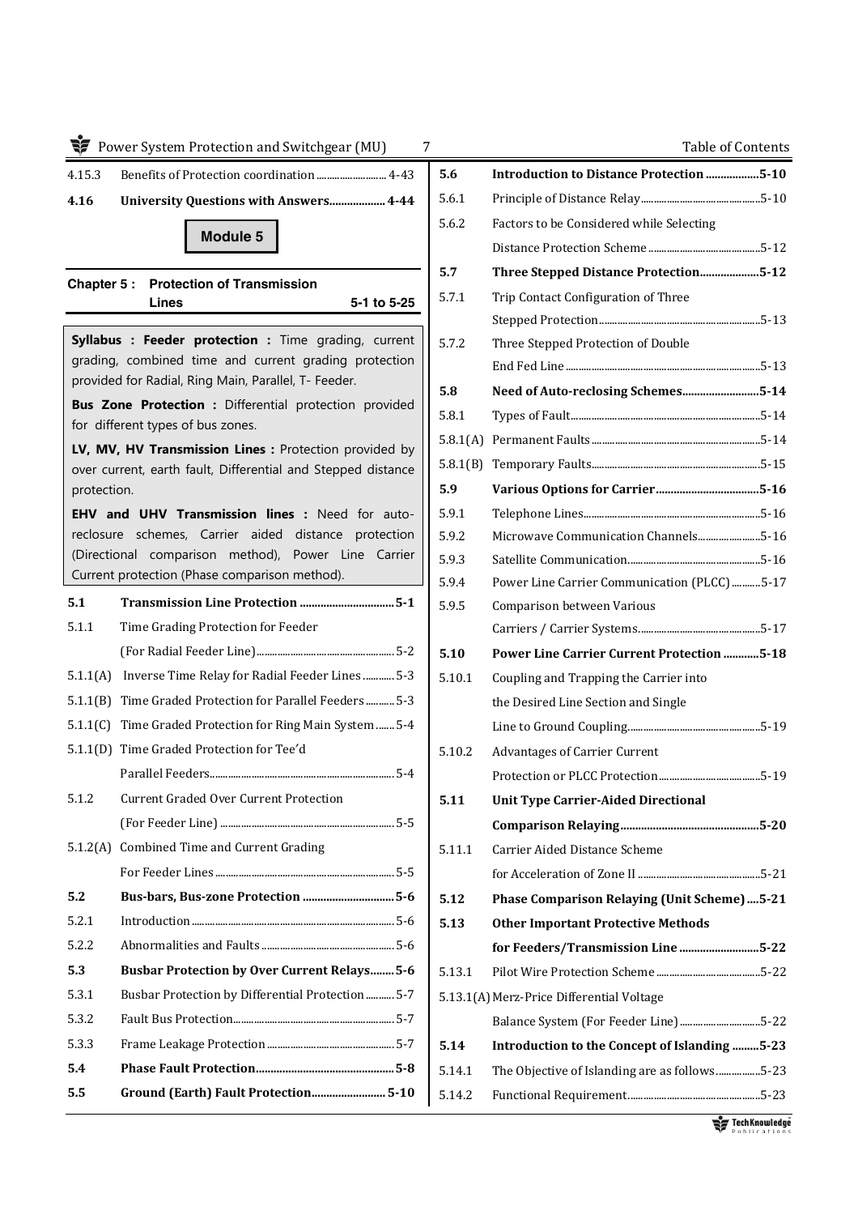| | | |
|---|---|---|
| 4.15.3 | Benefits of Protection coordination | 4-43 |
| **4.16** | **University Questions with Answers** | **4-44** |

**Module 5**

**Chapter 5 : Protection of Transmission Lines** **5-1 to 5-25**

**Syllabus : Feeder protection :** Time grading, current grading, combined time and current grading protection provided for Radial, Ring Main, Parallel, T- Feeder.

**Bus Zone Protection :** Differential protection provided for different types of bus zones.

**LV, MV, HV Transmission Lines :** Protection provided by over current, earth fault, Differential and Stepped distance protection.

**EHV and UHV Transmission lines :** Need for auto-reclosure schemes, Carrier aided distance protection (Directional comparison method), Power Line Carrier Current protection (Phase comparison method).

| | | |
|---|---|---|
| **5.1** | **Transmission Line Protection** | **5-1** |
| 5.1.1 | Time Grading Protection for Feeder (For Radial Feeder Line) | 5-2 |
| 5.1.1(A) | Inverse Time Relay for Radial Feeder Lines | 5-3 |
| 5.1.1(B) | Time Graded Protection for Parallel Feeders | 5-3 |
| 5.1.1(C) | Time Graded Protection for Ring Main System | 5-4 |
| 5.1.1(D) | Time Graded Protection for Tee'd Parallel Feeders | 5-4 |
| 5.1.2 | Current Graded Over Current Protection (For Feeder Line) | 5-5 |
| 5.1.2(A) | Combined Time and Current Grading For Feeder Lines | 5-5 |
| **5.2** | **Bus-bars, Bus-zone Protection** | **5-6** |
| 5.2.1 | Introduction | 5-6 |
| 5.2.2 | Abnormalities and Faults | 5-6 |
| **5.3** | **Busbar Protection by Over Current Relays** | **5-6** |
| 5.3.1 | Busbar Protection by Differential Protection | 5-7 |
| 5.3.2 | Fault Bus Protection | 5-7 |
| 5.3.3 | Frame Leakage Protection | 5-7 |
| **5.4** | **Phase Fault Protection** | **5-8** |
| **5.5** | **Ground (Earth) Fault Protection** | **5-10** |
| **5.6** | **Introduction to Distance Protection** | **5-10** |
| 5.6.1 | Principle of Distance Relay | 5-10 |
| 5.6.2 | Factors to be Considered while Selecting Distance Protection Scheme | 5-12 |
| **5.7** | **Three Stepped Distance Protection** | **5-12** |
| 5.7.1 | Trip Contact Configuration of Three Stepped Protection | 5-13 |
| 5.7.2 | Three Stepped Protection of Double End Fed Line | 5-13 |
| **5.8** | **Need of Auto-reclosing Schemes** | **5-14** |
| 5.8.1 | Types of Fault | 5-14 |
| 5.8.1(A) | Permanent Faults | 5-14 |
| 5.8.1(B) | Temporary Faults | 5-15 |
| **5.9** | **Various Options for Carrier** | **5-16** |
| 5.9.1 | Telephone Lines | 5-16 |
| 5.9.2 | Microwave Communication Channels | 5-16 |
| 5.9.3 | Satellite Communication | 5-16 |
| 5.9.4 | Power Line Carrier Communication (PLCC) | 5-17 |
| 5.9.5 | Comparison between Various Carriers / Carrier Systems | 5-17 |
| **5.10** | **Power Line Carrier Current Protection** | **5-18** |
| 5.10.1 | Coupling and Trapping the Carrier into the Desired Line Section and Single Line to Ground Coupling | 5-19 |
| 5.10.2 | Advantages of Carrier Current Protection or PLCC Protection | 5-19 |
| **5.11** | **Unit Type Carrier-Aided Directional Comparison Relaying** | **5-20** |
| 5.11.1 | Carrier Aided Distance Scheme for Acceleration of Zone II | 5-21 |
| **5.12** | **Phase Comparison Relaying (Unit Scheme)** | **5-21** |
| **5.13** | **Other Important Protective Methods for Feeders/Transmission Line** | **5-22** |
| 5.13.1 | Pilot Wire Protection Scheme | 5-22 |
| 5.13.1(A) | Merz-Price Differential Voltage Balance System (For Feeder Line) | 5-22 |
| **5.14** | **Introduction to the Concept of Islanding** | **5-23** |
| 5.14.1 | The Objective of Islanding are as follows | 5-23 |
| 5.14.2 | Functional Requirement | 5-23 |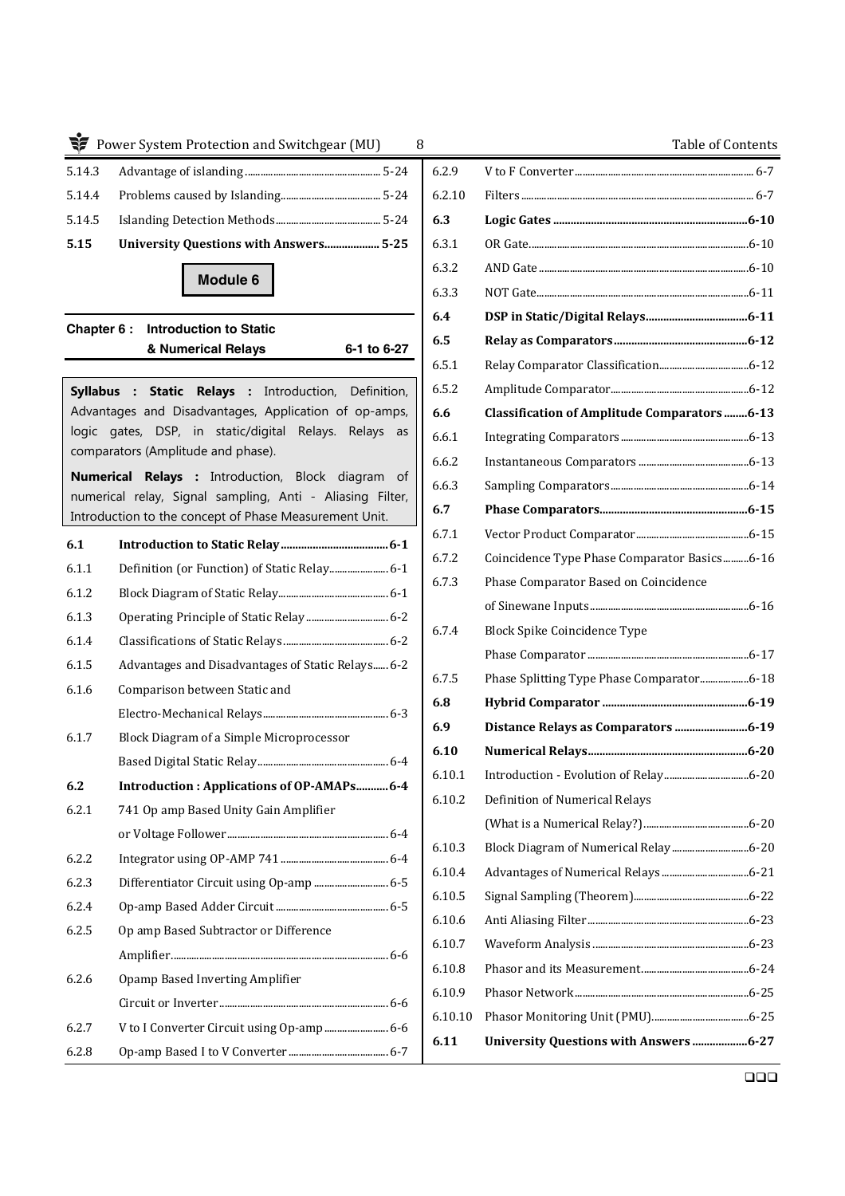| | | |
|---|---|---|
| 5.14.3 | Advantage of islanding | 5-24 |
| 5.14.4 | Problems caused by Islanding | 5-24 |
| 5.14.5 | Islanding Detection Methods | 5-24 |
| **5.15** | **University Questions with Answers** | **5-25** |

## Module 6

### Chapter 6 : Introduction to Static & Numerical Relays — 6-1 to 6-27

**Syllabus : Static Relays :** Introduction, Definition, Advantages and Disadvantages, Application of op-amps, logic gates, DSP, in static/digital Relays. Relays as comparators (Amplitude and phase).

**Numerical Relays :** Introduction, Block diagram of numerical relay, Signal sampling, Anti - Aliasing Filter, Introduction to the concept of Phase Measurement Unit.

| | | |
|---|---|---|
| **6.1** | **Introduction to Static Relay** | **6-1** |
| 6.1.1 | Definition (or Function) of Static Relay | 6-1 |
| 6.1.2 | Block Diagram of Static Relay | 6-1 |
| 6.1.3 | Operating Principle of Static Relay | 6-2 |
| 6.1.4 | Classifications of Static Relays | 6-2 |
| 6.1.5 | Advantages and Disadvantages of Static Relays | 6-2 |
| 6.1.6 | Comparison between Static and Electro-Mechanical Relays | 6-3 |
| 6.1.7 | Block Diagram of a Simple Microprocessor Based Digital Static Relay | 6-4 |
| **6.2** | **Introduction : Applications of OP-AMAPs** | **6-4** |
| 6.2.1 | 741 Op amp Based Unity Gain Amplifier or Voltage Follower | 6-4 |
| 6.2.2 | Integrator using OP-AMP 741 | 6-4 |
| 6.2.3 | Differentiator Circuit using Op-amp | 6-5 |
| 6.2.4 | Op-amp Based Adder Circuit | 6-5 |
| 6.2.5 | Op amp Based Subtractor or Difference Amplifier | 6-6 |
| 6.2.6 | Opamp Based Inverting Amplifier Circuit or Inverter | 6-6 |
| 6.2.7 | V to I Converter Circuit using Op-amp | 6-6 |
| 6.2.8 | Op-amp Based I to V Converter | 6-7 |
| 6.2.9 | V to F Converter | 6-7 |
| 6.2.10 | Filters | 6-7 |
| **6.3** | **Logic Gates** | **6-10** |
| 6.3.1 | OR Gate | 6-10 |
| 6.3.2 | AND Gate | 6-10 |
| 6.3.3 | NOT Gate | 6-11 |
| **6.4** | **DSP in Static/Digital Relays** | **6-11** |
| **6.5** | **Relay as Comparators** | **6-12** |
| 6.5.1 | Relay Comparator Classification | 6-12 |
| 6.5.2 | Amplitude Comparator | 6-12 |
| **6.6** | **Classification of Amplitude Comparators** | **6-13** |
| 6.6.1 | Integrating Comparators | 6-13 |
| 6.6.2 | Instantaneous Comparators | 6-13 |
| 6.6.3 | Sampling Comparators | 6-14 |
| **6.7** | **Phase Comparators** | **6-15** |
| 6.7.1 | Vector Product Comparator | 6-15 |
| 6.7.2 | Coincidence Type Phase Comparator Basics | 6-16 |
| 6.7.3 | Phase Comparator Based on Coincidence of Sinewane Inputs | 6-16 |
| 6.7.4 | Block Spike Coincidence Type Phase Comparator | 6-17 |
| 6.7.5 | Phase Splitting Type Phase Comparator | 6-18 |
| **6.8** | **Hybrid Comparator** | **6-19** |
| **6.9** | **Distance Relays as Comparators** | **6-19** |
| **6.10** | **Numerical Relays** | **6-20** |
| 6.10.1 | Introduction - Evolution of Relay | 6-20 |
| 6.10.2 | Definition of Numerical Relays (What is a Numerical Relay?) | 6-20 |
| 6.10.3 | Block Diagram of Numerical Relay | 6-20 |
| 6.10.4 | Advantages of Numerical Relays | 6-21 |
| 6.10.5 | Signal Sampling (Theorem) | 6-22 |
| 6.10.6 | Anti Aliasing Filter | 6-23 |
| 6.10.7 | Waveform Analysis | 6-23 |
| 6.10.8 | Phasor and its Measurement | 6-24 |
| 6.10.9 | Phasor Network | 6-25 |
| 6.10.10 | Phasor Monitoring Unit (PMU) | 6-25 |
| **6.11** | **University Questions with Answers** | **6-27** |

❑❑❑